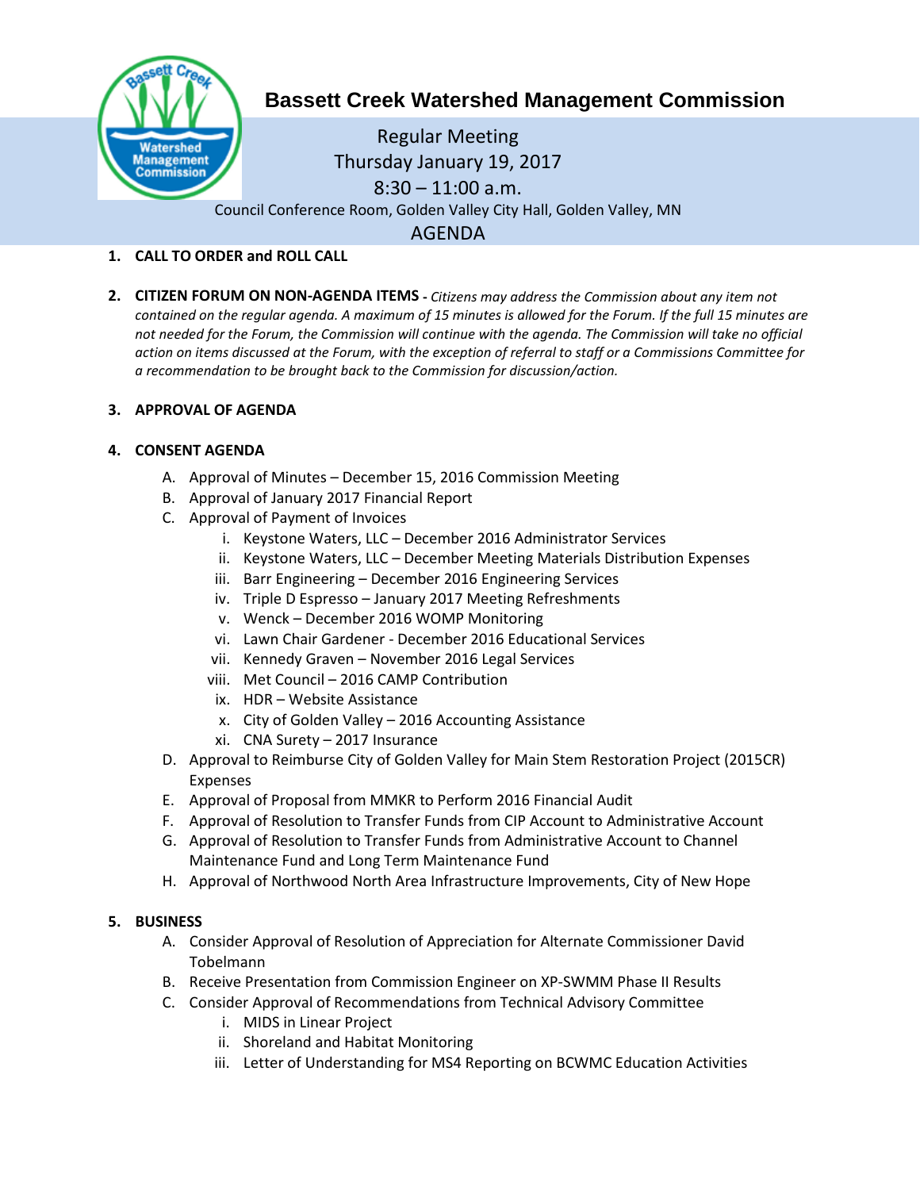# Bassett Creek Watershed Management Commission

Regular Meeting
Thursday January 19, 2017
8:30 – 11:00 a.m.
Council Conference Room, Golden Valley City Hall, Golden Valley, MN

## AGENDA

1. **CALL TO ORDER and ROLL CALL**

2. **CITIZEN FORUM ON NON-AGENDA ITEMS -** *Citizens may address the Commission about any item not contained on the regular agenda. A maximum of 15 minutes is allowed for the Forum. If the full 15 minutes are not needed for the Forum, the Commission will continue with the agenda. The Commission will take no official action on items discussed at the Forum, with the exception of referral to staff or a Commissions Committee for a recommendation to be brought back to the Commission for discussion/action.*

3. **APPROVAL OF AGENDA**

4. **CONSENT AGENDA**
   - A. Approval of Minutes – December 15, 2016 Commission Meeting
   - B. Approval of January 2017 Financial Report
   - C. Approval of Payment of Invoices
     - i. Keystone Waters, LLC – December 2016 Administrator Services
     - ii. Keystone Waters, LLC – December Meeting Materials Distribution Expenses
     - iii. Barr Engineering – December 2016 Engineering Services
     - iv. Triple D Espresso – January 2017 Meeting Refreshments
     - v. Wenck – December 2016 WOMP Monitoring
     - vi. Lawn Chair Gardener - December 2016 Educational Services
     - vii. Kennedy Graven – November 2016 Legal Services
     - viii. Met Council – 2016 CAMP Contribution
     - ix. HDR – Website Assistance
     - x. City of Golden Valley – 2016 Accounting Assistance
     - xi. CNA Surety – 2017 Insurance
   - D. Approval to Reimburse City of Golden Valley for Main Stem Restoration Project (2015CR) Expenses
   - E. Approval of Proposal from MMKR to Perform 2016 Financial Audit
   - F. Approval of Resolution to Transfer Funds from CIP Account to Administrative Account
   - G. Approval of Resolution to Transfer Funds from Administrative Account to Channel Maintenance Fund and Long Term Maintenance Fund
   - H. Approval of Northwood North Area Infrastructure Improvements, City of New Hope

5. **BUSINESS**
   - A. Consider Approval of Resolution of Appreciation for Alternate Commissioner David Tobelmann
   - B. Receive Presentation from Commission Engineer on XP-SWMM Phase II Results
   - C. Consider Approval of Recommendations from Technical Advisory Committee
     - i. MIDS in Linear Project
     - ii. Shoreland and Habitat Monitoring
     - iii. Letter of Understanding for MS4 Reporting on BCWMC Education Activities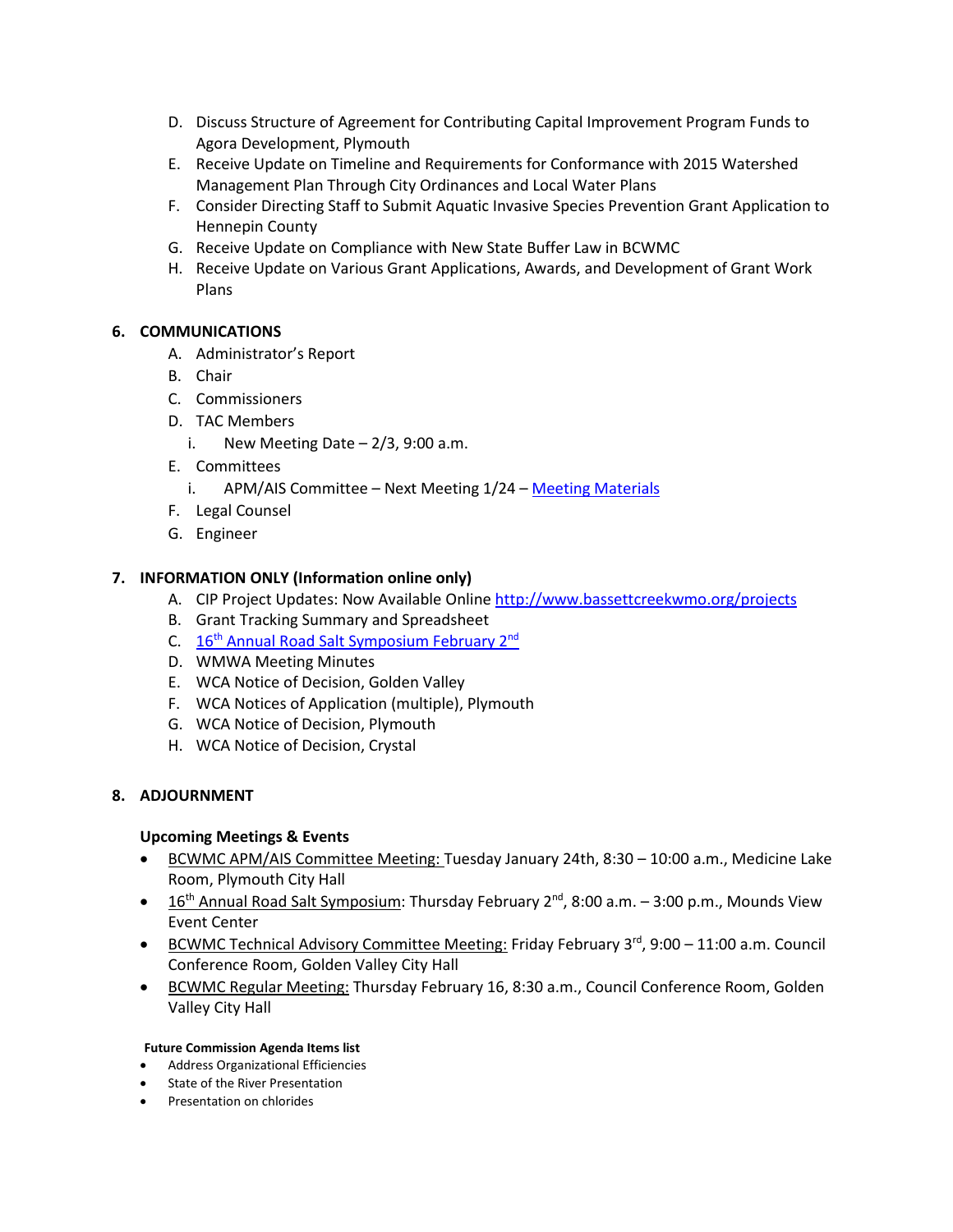D. Discuss Structure of Agreement for Contributing Capital Improvement Program Funds to Agora Development, Plymouth
E. Receive Update on Timeline and Requirements for Conformance with 2015 Watershed Management Plan Through City Ordinances and Local Water Plans
F. Consider Directing Staff to Submit Aquatic Invasive Species Prevention Grant Application to Hennepin County
G. Receive Update on Compliance with New State Buffer Law in BCWMC
H. Receive Update on Various Grant Applications, Awards, and Development of Grant Work Plans

## 6. COMMUNICATIONS

A. Administrator's Report
B. Chair
C. Commissioners
D. TAC Members
   i. New Meeting Date – 2/3, 9:00 a.m.
E. Committees
   i. APM/AIS Committee – Next Meeting 1/24 – Meeting Materials
F. Legal Counsel
G. Engineer

## 7. INFORMATION ONLY (Information online only)

A. CIP Project Updates: Now Available Online http://www.bassettcreekwmo.org/projects
B. Grant Tracking Summary and Spreadsheet
C. 16th Annual Road Salt Symposium February 2nd
D. WMWA Meeting Minutes
E. WCA Notice of Decision, Golden Valley
F. WCA Notices of Application (multiple), Plymouth
G. WCA Notice of Decision, Plymouth
H. WCA Notice of Decision, Crystal

## 8. ADJOURNMENT

**Upcoming Meetings & Events**

- BCWMC APM/AIS Committee Meeting: Tuesday January 24th, 8:30 – 10:00 a.m., Medicine Lake Room, Plymouth City Hall
- 16th Annual Road Salt Symposium: Thursday February 2nd, 8:00 a.m. – 3:00 p.m., Mounds View Event Center
- BCWMC Technical Advisory Committee Meeting: Friday February 3rd, 9:00 – 11:00 a.m. Council Conference Room, Golden Valley City Hall
- BCWMC Regular Meeting: Thursday February 16, 8:30 a.m., Council Conference Room, Golden Valley City Hall

**Future Commission Agenda Items list**

- Address Organizational Efficiencies
- State of the River Presentation
- Presentation on chlorides